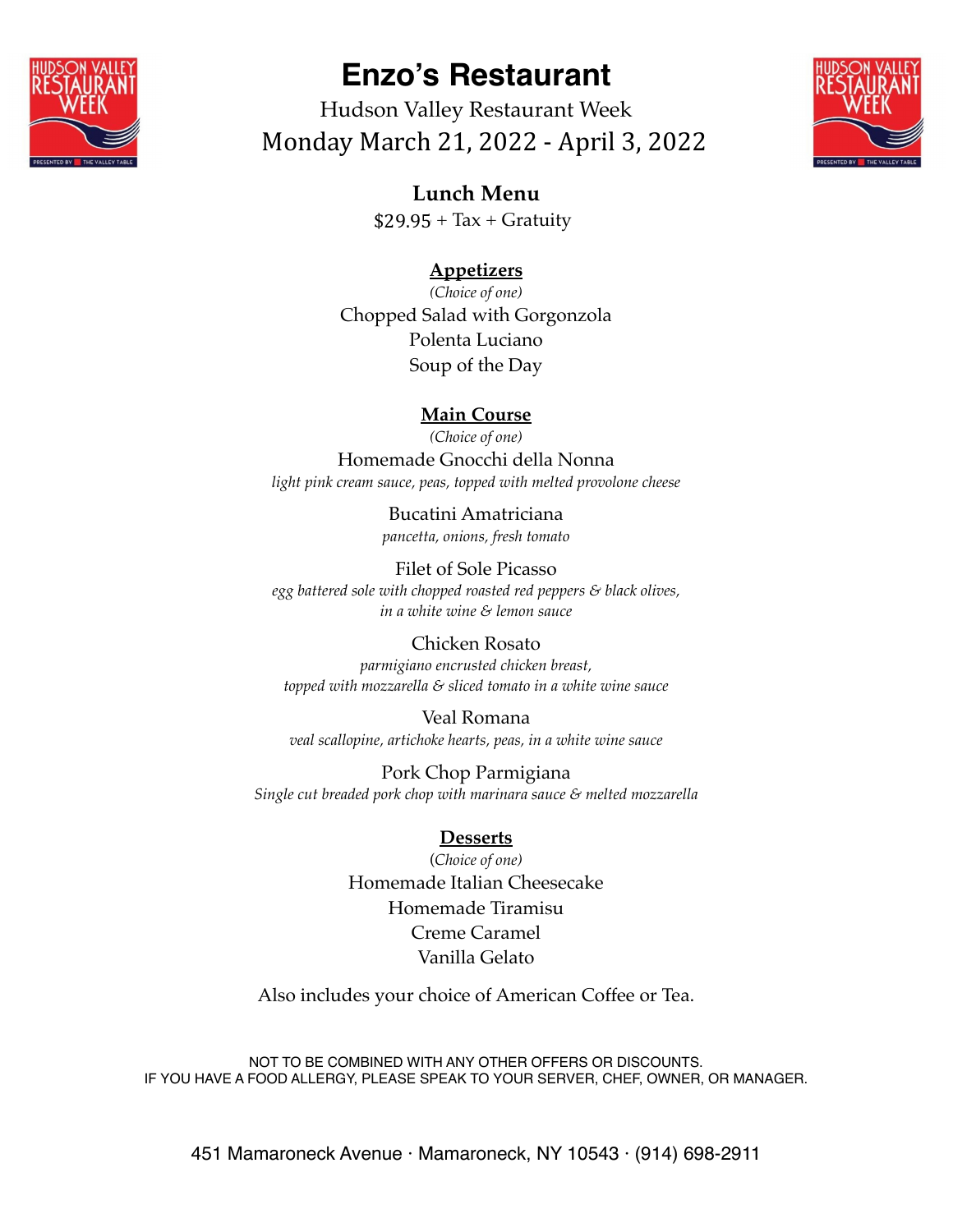# Enzo's Restaurant

Hudson Valley Restaurant Week

Monday March 21, 2022 - April 3, 2022

## Lunch Menu

$29.95 + Tax + Gratuity

### Appetizers

*(Choice of one)*

Chopped Salad with Gorgonzola

Polenta Luciano

Soup of the Day

### Main Course

*(Choice of one)*

Homemade Gnocchi della Nonna

*light pink cream sauce, peas, topped with melted provolone cheese*

Bucatini Amatriciana

*pancetta, onions, fresh tomato*

Filet of Sole Picasso

*egg battered sole with chopped roasted red peppers & black olives, in a white wine & lemon sauce*

Chicken Rosato

*parmigiano encrusted chicken breast, topped with mozzarella & sliced tomato in a white wine sauce*

Veal Romana

*veal scallopine, artichoke hearts, peas, in a white wine sauce*

Pork Chop Parmigiana

*Single cut breaded pork chop with marinara sauce & melted mozzarella*

### Desserts

*(Choice of one)*

Homemade Italian Cheesecake

Homemade Tiramisu

Creme Caramel

Vanilla Gelato

Also includes your choice of American Coffee or Tea.

NOT TO BE COMBINED WITH ANY OTHER OFFERS OR DISCOUNTS.
IF YOU HAVE A FOOD ALLERGY, PLEASE SPEAK TO YOUR SERVER, CHEF, OWNER, OR MANAGER.

451 Mamaroneck Avenue · Mamaroneck, NY 10543 · (914) 698-2911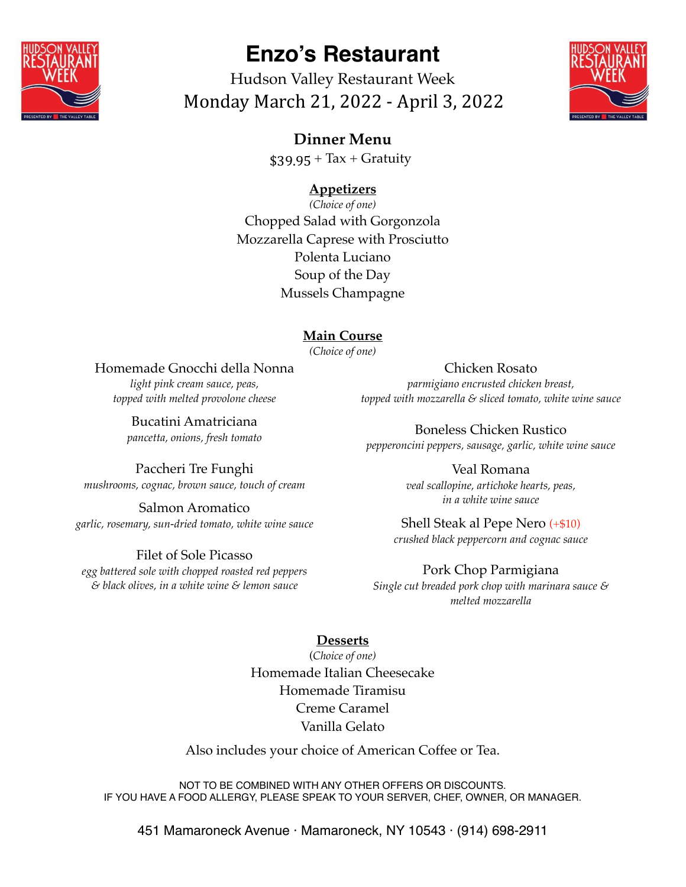# Enzo's Restaurant

Hudson Valley Restaurant Week

Monday March 21, 2022 - April 3, 2022

## Dinner Menu

$39.95 + Tax + Gratuity

### Appetizers

*(Choice of one)*

Chopped Salad with Gorgonzola

Mozzarella Caprese with Prosciutto

Polenta Luciano

Soup of the Day

Mussels Champagne

### Main Course

*(Choice of one)*

Homemade Gnocchi della Nonna

*light pink cream sauce, peas, topped with melted provolone cheese*

Bucatini Amatriciana

*pancetta, onions, fresh tomato*

Paccheri Tre Funghi

*mushrooms, cognac, brown sauce, touch of cream*

Salmon Aromatico

*garlic, rosemary, sun-dried tomato, white wine sauce*

Filet of Sole Picasso

*egg battered sole with chopped roasted red peppers & black olives, in a white wine & lemon sauce*

Chicken Rosato

*parmigiano encrusted chicken breast, topped with mozzarella & sliced tomato, white wine sauce*

Boneless Chicken Rustico

*pepperoncini peppers, sausage, garlic, white wine sauce*

Veal Romana

*veal scallopine, artichoke hearts, peas, in a white wine sauce*

Shell Steak al Pepe Nero (+$10)

*crushed black peppercorn and cognac sauce*

Pork Chop Parmigiana

*Single cut breaded pork chop with marinara sauce & melted mozzarella*

### Desserts

*(Choice of one)*

Homemade Italian Cheesecake

Homemade Tiramisu

Creme Caramel

Vanilla Gelato

Also includes your choice of American Coffee or Tea.

NOT TO BE COMBINED WITH ANY OTHER OFFERS OR DISCOUNTS.
IF YOU HAVE A FOOD ALLERGY, PLEASE SPEAK TO YOUR SERVER, CHEF, OWNER, OR MANAGER.

451 Mamaroneck Avenue · Mamaroneck, NY 10543 · (914) 698-2911